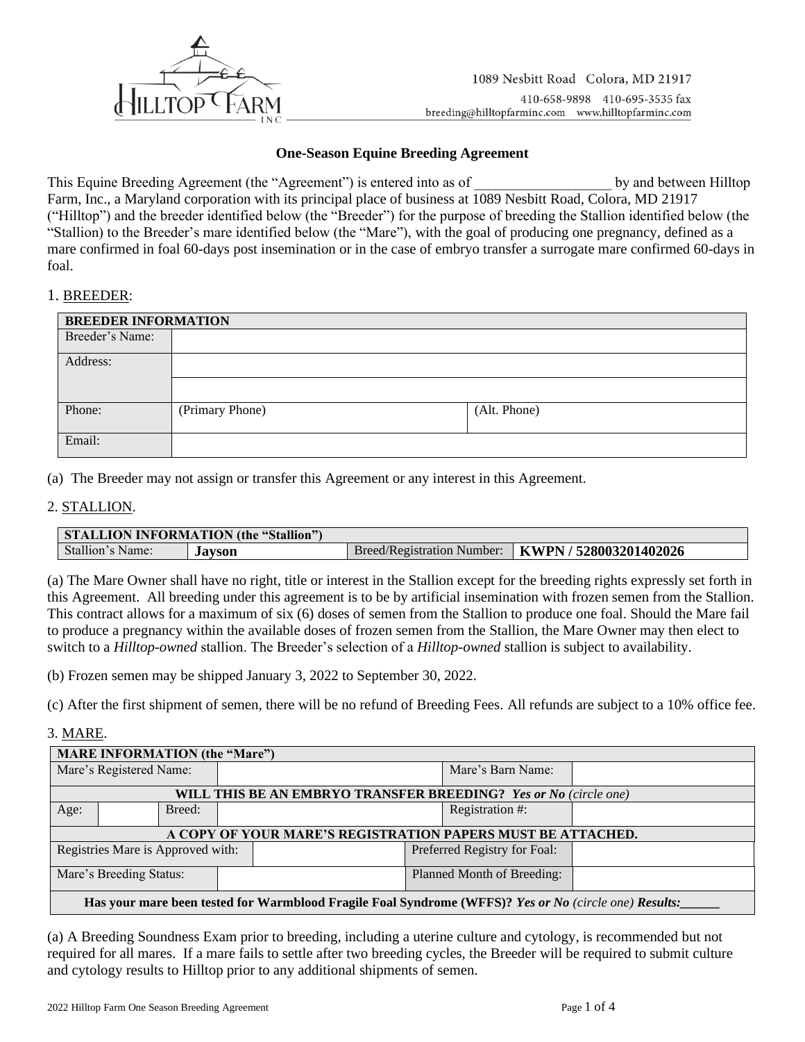1089 Nesbitt Road Colora, MD 21917
410-658-9898 410-695-3535 fax
breeding@hilltopfarminc.com www.hilltopfarminc.com

## One-Season Equine Breeding Agreement

This Equine Breeding Agreement (the "Agreement") is entered into as of ___________________ by and between Hilltop Farm, Inc., a Maryland corporation with its principal place of business at 1089 Nesbitt Road, Colora, MD 21917 ("Hilltop") and the breeder identified below (the "Breeder") for the purpose of breeding the Stallion identified below (the "Stallion) to the Breeder's mare identified below (the "Mare"), with the goal of producing one pregnancy, defined as a mare confirmed in foal 60-days post insemination or in the case of embryo transfer a surrogate mare confirmed 60-days in foal.

1. BREEDER:

| **BREEDER INFORMATION** | | |
|---|---|---|
| Breeder's Name: | | |
| Address: | | |
| | | |
| Phone: | (Primary Phone) | (Alt. Phone) |
| Email: | | |

(a) The Breeder may not assign or transfer this Agreement or any interest in this Agreement.

2. STALLION.

| **STALLION INFORMATION (the "Stallion")** | | | |
|---|---|---|---|
| Stallion's Name: | **Jayson** | Breed/Registration Number: | **KWPN / 528003201402026** |

(a) The Mare Owner shall have no right, title or interest in the Stallion except for the breeding rights expressly set forth in this Agreement. All breeding under this agreement is to be by artificial insemination with frozen semen from the Stallion. This contract allows for a maximum of six (6) doses of semen from the Stallion to produce one foal. Should the Mare fail to produce a pregnancy within the available doses of frozen semen from the Stallion, the Mare Owner may then elect to switch to a *Hilltop-owned* stallion. The Breeder's selection of a *Hilltop-owned* stallion is subject to availability.

(b) Frozen semen may be shipped January 3, 2022 to September 30, 2022.

(c) After the first shipment of semen, there will be no refund of Breeding Fees. All refunds are subject to a 10% office fee.

3. MARE.

| **MARE INFORMATION (the "Mare")** | | | |
|---|---|---|---|
| Mare's Registered Name: | | Mare's Barn Name: | |
| **WILL THIS BE AN EMBRYO TRANSFER BREEDING?** ***Yes or No*** *(circle one)* | | | |
| Age: | Breed: | Registration #: | |
| **A COPY OF YOUR MARE'S REGISTRATION PAPERS MUST BE ATTACHED.** | | | |
| Registries Mare is Approved with: | | Preferred Registry for Foal: | |
| Mare's Breeding Status: | | Planned Month of Breeding: | |
| **Has your mare been tested for Warmblood Fragile Foal Syndrome (WFFS)?** ***Yes or No*** *(circle one)* ***Results:______*** | | | |

(a) A Breeding Soundness Exam prior to breeding, including a uterine culture and cytology, is recommended but not required for all mares. If a mare fails to settle after two breeding cycles, the Breeder will be required to submit culture and cytology results to Hilltop prior to any additional shipments of semen.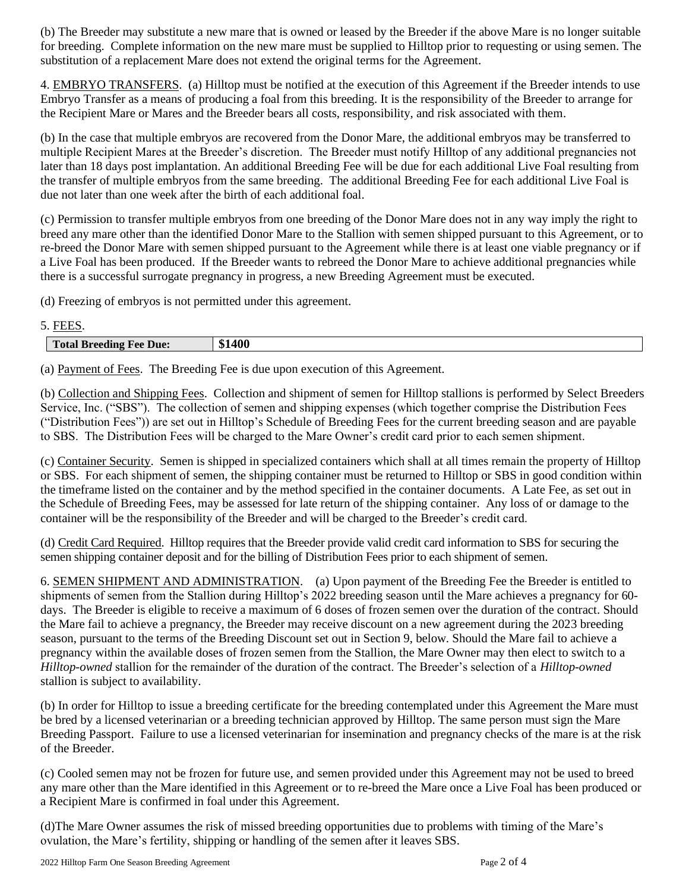(b) The Breeder may substitute a new mare that is owned or leased by the Breeder if the above Mare is no longer suitable for breeding. Complete information on the new mare must be supplied to Hilltop prior to requesting or using semen. The substitution of a replacement Mare does not extend the original terms for the Agreement.

4. EMBRYO TRANSFERS. (a) Hilltop must be notified at the execution of this Agreement if the Breeder intends to use Embryo Transfer as a means of producing a foal from this breeding. It is the responsibility of the Breeder to arrange for the Recipient Mare or Mares and the Breeder bears all costs, responsibility, and risk associated with them.

(b) In the case that multiple embryos are recovered from the Donor Mare, the additional embryos may be transferred to multiple Recipient Mares at the Breeder's discretion. The Breeder must notify Hilltop of any additional pregnancies not later than 18 days post implantation. An additional Breeding Fee will be due for each additional Live Foal resulting from the transfer of multiple embryos from the same breeding. The additional Breeding Fee for each additional Live Foal is due not later than one week after the birth of each additional foal.

(c) Permission to transfer multiple embryos from one breeding of the Donor Mare does not in any way imply the right to breed any mare other than the identified Donor Mare to the Stallion with semen shipped pursuant to this Agreement, or to re-breed the Donor Mare with semen shipped pursuant to the Agreement while there is at least one viable pregnancy or if a Live Foal has been produced. If the Breeder wants to rebreed the Donor Mare to achieve additional pregnancies while there is a successful surrogate pregnancy in progress, a new Breeding Agreement must be executed.

(d) Freezing of embryos is not permitted under this agreement.

5. FEES.

| **Total Breeding Fee Due:** | **$1400** |
|---|---|

(a) Payment of Fees. The Breeding Fee is due upon execution of this Agreement.

(b) Collection and Shipping Fees. Collection and shipment of semen for Hilltop stallions is performed by Select Breeders Service, Inc. ("SBS"). The collection of semen and shipping expenses (which together comprise the Distribution Fees ("Distribution Fees")) are set out in Hilltop's Schedule of Breeding Fees for the current breeding season and are payable to SBS. The Distribution Fees will be charged to the Mare Owner's credit card prior to each semen shipment.

(c) Container Security. Semen is shipped in specialized containers which shall at all times remain the property of Hilltop or SBS. For each shipment of semen, the shipping container must be returned to Hilltop or SBS in good condition within the timeframe listed on the container and by the method specified in the container documents. A Late Fee, as set out in the Schedule of Breeding Fees, may be assessed for late return of the shipping container. Any loss of or damage to the container will be the responsibility of the Breeder and will be charged to the Breeder's credit card.

(d) Credit Card Required. Hilltop requires that the Breeder provide valid credit card information to SBS for securing the semen shipping container deposit and for the billing of Distribution Fees prior to each shipment of semen.

6. SEMEN SHIPMENT AND ADMINISTRATION. (a) Upon payment of the Breeding Fee the Breeder is entitled to shipments of semen from the Stallion during Hilltop's 2022 breeding season until the Mare achieves a pregnancy for 60-days. The Breeder is eligible to receive a maximum of 6 doses of frozen semen over the duration of the contract. Should the Mare fail to achieve a pregnancy, the Breeder may receive discount on a new agreement during the 2023 breeding season, pursuant to the terms of the Breeding Discount set out in Section 9, below. Should the Mare fail to achieve a pregnancy within the available doses of frozen semen from the Stallion, the Mare Owner may then elect to switch to a *Hilltop-owned* stallion for the remainder of the duration of the contract. The Breeder's selection of a *Hilltop-owned* stallion is subject to availability.

(b) In order for Hilltop to issue a breeding certificate for the breeding contemplated under this Agreement the Mare must be bred by a licensed veterinarian or a breeding technician approved by Hilltop. The same person must sign the Mare Breeding Passport. Failure to use a licensed veterinarian for insemination and pregnancy checks of the mare is at the risk of the Breeder.

(c) Cooled semen may not be frozen for future use, and semen provided under this Agreement may not be used to breed any mare other than the Mare identified in this Agreement or to re-breed the Mare once a Live Foal has been produced or a Recipient Mare is confirmed in foal under this Agreement.

(d)The Mare Owner assumes the risk of missed breeding opportunities due to problems with timing of the Mare's ovulation, the Mare's fertility, shipping or handling of the semen after it leaves SBS.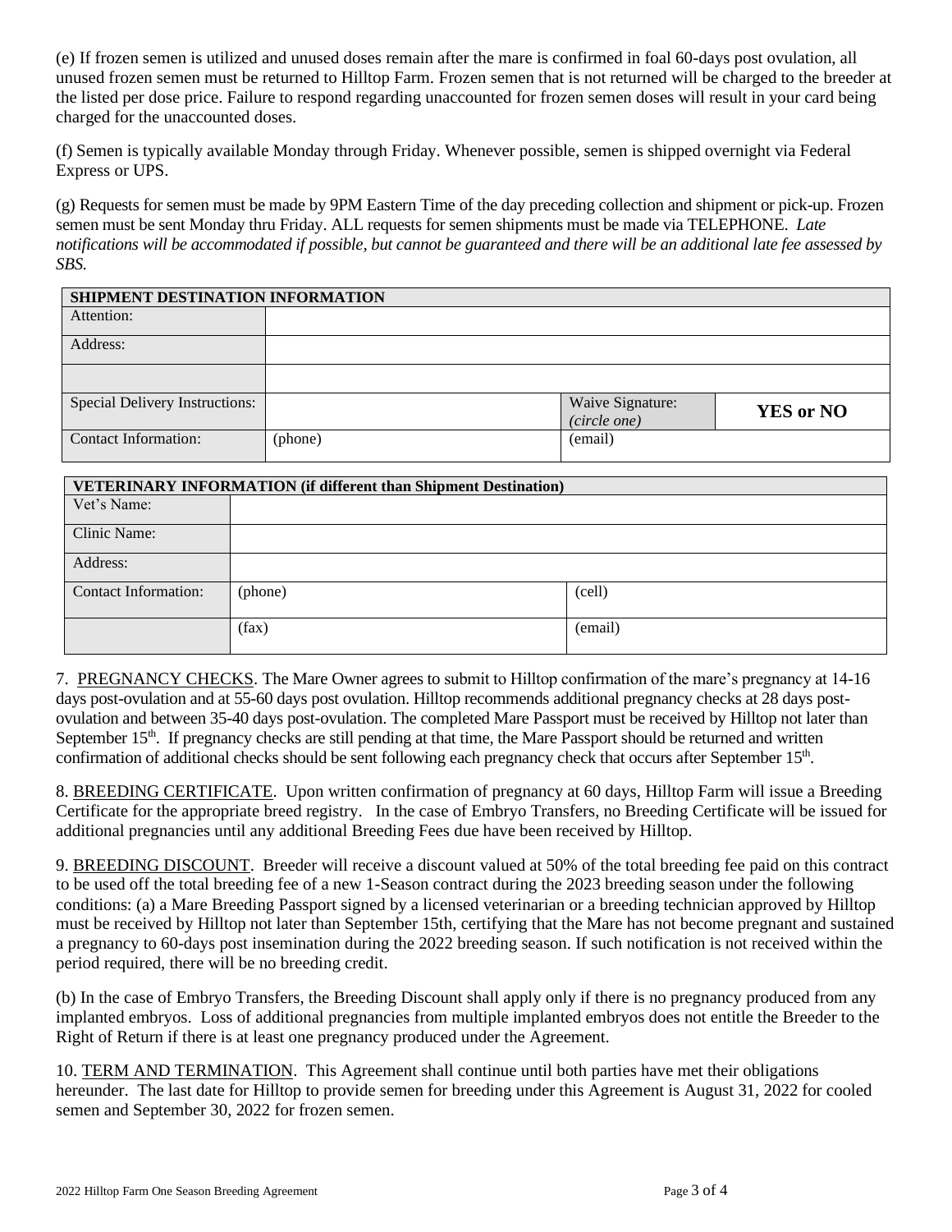(e) If frozen semen is utilized and unused doses remain after the mare is confirmed in foal 60-days post ovulation, all unused frozen semen must be returned to Hilltop Farm. Frozen semen that is not returned will be charged to the breeder at the listed per dose price. Failure to respond regarding unaccounted for frozen semen doses will result in your card being charged for the unaccounted doses.

(f) Semen is typically available Monday through Friday. Whenever possible, semen is shipped overnight via Federal Express or UPS.

(g) Requests for semen must be made by 9PM Eastern Time of the day preceding collection and shipment or pick-up. Frozen semen must be sent Monday thru Friday. ALL requests for semen shipments must be made via TELEPHONE. *Late notifications will be accommodated if possible, but cannot be guaranteed and there will be an additional late fee assessed by SBS.*

| **SHIPMENT DESTINATION INFORMATION** | | | |
|---|---|---|---|
| Attention: | | | |
| Address: | | | |
| | | | |
| Special Delivery Instructions: | | Waive Signature: *(circle one)* | **YES or NO** |
| Contact Information: | (phone) | (email) | |

| **VETERINARY INFORMATION (if different than Shipment Destination)** | | |
|---|---|---|
| Vet's Name: | | |
| Clinic Name: | | |
| Address: | | |
| Contact Information: | (phone) | (cell) |
| | (fax) | (email) |

7. PREGNANCY CHECKS. The Mare Owner agrees to submit to Hilltop confirmation of the mare's pregnancy at 14-16 days post-ovulation and at 55-60 days post ovulation. Hilltop recommends additional pregnancy checks at 28 days post-ovulation and between 35-40 days post-ovulation. The completed Mare Passport must be received by Hilltop not later than September 15th. If pregnancy checks are still pending at that time, the Mare Passport should be returned and written confirmation of additional checks should be sent following each pregnancy check that occurs after September 15th.

8. BREEDING CERTIFICATE. Upon written confirmation of pregnancy at 60 days, Hilltop Farm will issue a Breeding Certificate for the appropriate breed registry. In the case of Embryo Transfers, no Breeding Certificate will be issued for additional pregnancies until any additional Breeding Fees due have been received by Hilltop.

9. BREEDING DISCOUNT. Breeder will receive a discount valued at 50% of the total breeding fee paid on this contract to be used off the total breeding fee of a new 1-Season contract during the 2023 breeding season under the following conditions: (a) a Mare Breeding Passport signed by a licensed veterinarian or a breeding technician approved by Hilltop must be received by Hilltop not later than September 15th, certifying that the Mare has not become pregnant and sustained a pregnancy to 60-days post insemination during the 2022 breeding season. If such notification is not received within the period required, there will be no breeding credit.

(b) In the case of Embryo Transfers, the Breeding Discount shall apply only if there is no pregnancy produced from any implanted embryos. Loss of additional pregnancies from multiple implanted embryos does not entitle the Breeder to the Right of Return if there is at least one pregnancy produced under the Agreement.

10. TERM AND TERMINATION. This Agreement shall continue until both parties have met their obligations hereunder. The last date for Hilltop to provide semen for breeding under this Agreement is August 31, 2022 for cooled semen and September 30, 2022 for frozen semen.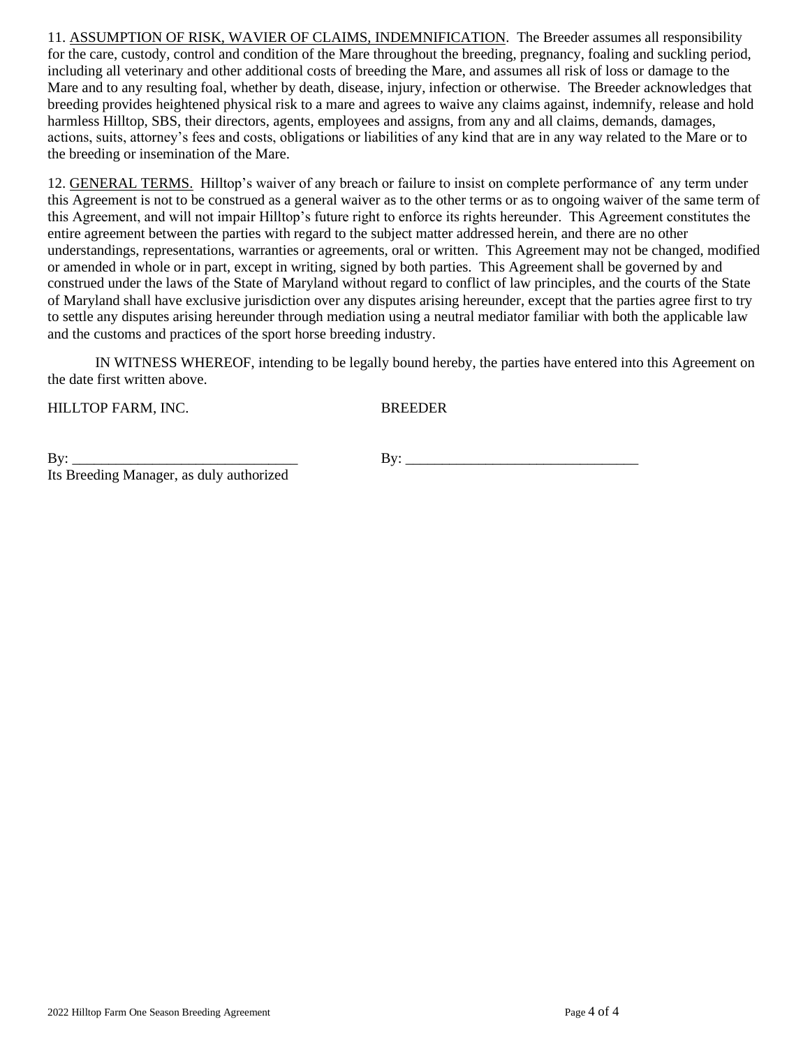11. <u>ASSUMPTION OF RISK, WAVIER OF CLAIMS, INDEMNIFICATION</u>. The Breeder assumes all responsibility for the care, custody, control and condition of the Mare throughout the breeding, pregnancy, foaling and suckling period, including all veterinary and other additional costs of breeding the Mare, and assumes all risk of loss or damage to the Mare and to any resulting foal, whether by death, disease, injury, infection or otherwise. The Breeder acknowledges that breeding provides heightened physical risk to a mare and agrees to waive any claims against, indemnify, release and hold harmless Hilltop, SBS, their directors, agents, employees and assigns, from any and all claims, demands, damages, actions, suits, attorney's fees and costs, obligations or liabilities of any kind that are in any way related to the Mare or to the breeding or insemination of the Mare.

12. <u>GENERAL TERMS.</u> Hilltop's waiver of any breach or failure to insist on complete performance of any term under this Agreement is not to be construed as a general waiver as to the other terms or as to ongoing waiver of the same term of this Agreement, and will not impair Hilltop's future right to enforce its rights hereunder. This Agreement constitutes the entire agreement between the parties with regard to the subject matter addressed herein, and there are no other understandings, representations, warranties or agreements, oral or written. This Agreement may not be changed, modified or amended in whole or in part, except in writing, signed by both parties. This Agreement shall be governed by and construed under the laws of the State of Maryland without regard to conflict of law principles, and the courts of the State of Maryland shall have exclusive jurisdiction over any disputes arising hereunder, except that the parties agree first to try to settle any disputes arising hereunder through mediation using a neutral mediator familiar with both the applicable law and the customs and practices of the sport horse breeding industry.

IN WITNESS WHEREOF, intending to be legally bound hereby, the parties have entered into this Agreement on the date first written above.

HILLTOP FARM, INC.

By: _______________________________
Its Breeding Manager, as duly authorized

BREEDER

By: ________________________________